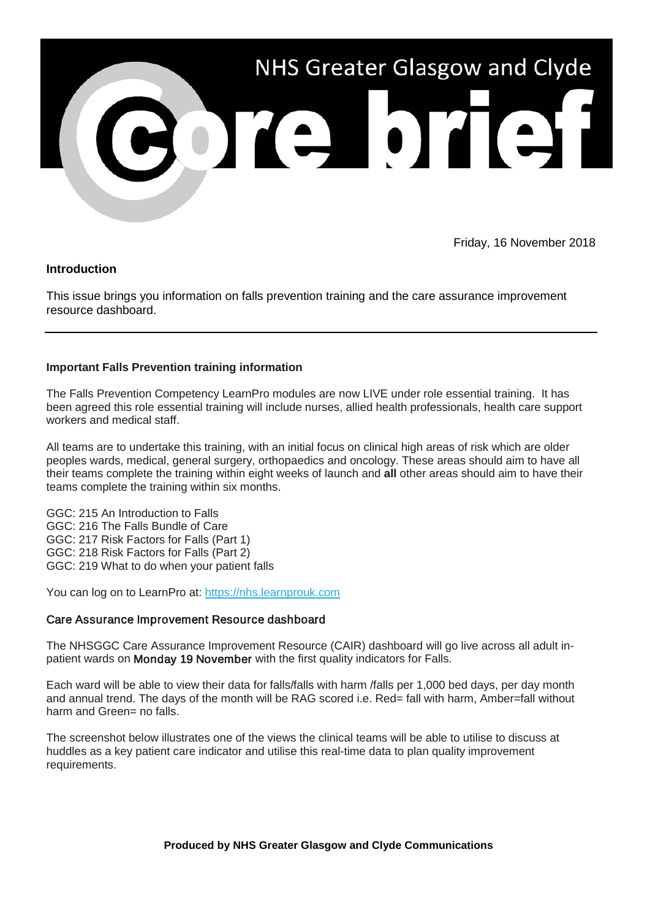# NHS Greater Glasgow and Clyde

# Core brief

Friday, 16 November 2018

## Introduction

This issue brings you information on falls prevention training and the care assurance improvement resource dashboard.

---

### Important Falls Prevention training information

The Falls Prevention Competency LearnPro modules are now LIVE under role essential training. It has been agreed this role essential training will include nurses, allied health professionals, health care support workers and medical staff.

All teams are to undertake this training, with an initial focus on clinical high areas of risk which are older peoples wards, medical, general surgery, orthopaedics and oncology. These areas should aim to have all their teams complete the training within eight weeks of launch and **all** other areas should aim to have their teams complete the training within six months.

GGC: 215 An Introduction to Falls
GGC: 216 The Falls Bundle of Care
GGC: 217 Risk Factors for Falls (Part 1)
GGC: 218 Risk Factors for Falls (Part 2)
GGC: 219 What to do when your patient falls

You can log on to LearnPro at: https://nhs.learnprouk.com

### Care Assurance Improvement Resource dashboard

The NHSGGC Care Assurance Improvement Resource (CAIR) dashboard will go live across all adult in-patient wards on Monday 19 November with the first quality indicators for Falls.

Each ward will be able to view their data for falls/falls with harm /falls per 1,000 bed days, per day month and annual trend. The days of the month will be RAG scored i.e. Red= fall with harm, Amber=fall without harm and Green= no falls.

The screenshot below illustrates one of the views the clinical teams will be able to utilise to discuss at huddles as a key patient care indicator and utilise this real-time data to plan quality improvement requirements.

**Produced by NHS Greater Glasgow and Clyde Communications**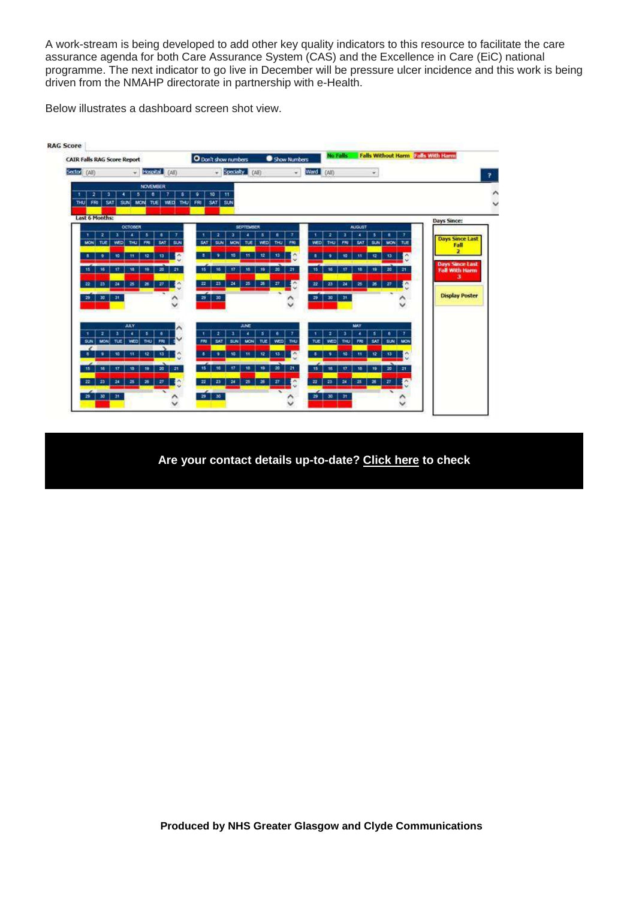A work-stream is being developed to add other key quality indicators to this resource to facilitate the care assurance agenda for both Care Assurance System (CAS) and the Excellence in Care (EiC) national programme. The next indicator to go live in December will be pressure ulcer incidence and this work is being driven from the NMAHP directorate in partnership with e-Health.

Below illustrates a dashboard screen shot view.

**Are your contact details up-to-date? Click here to check**

**Produced by NHS Greater Glasgow and Clyde Communications**